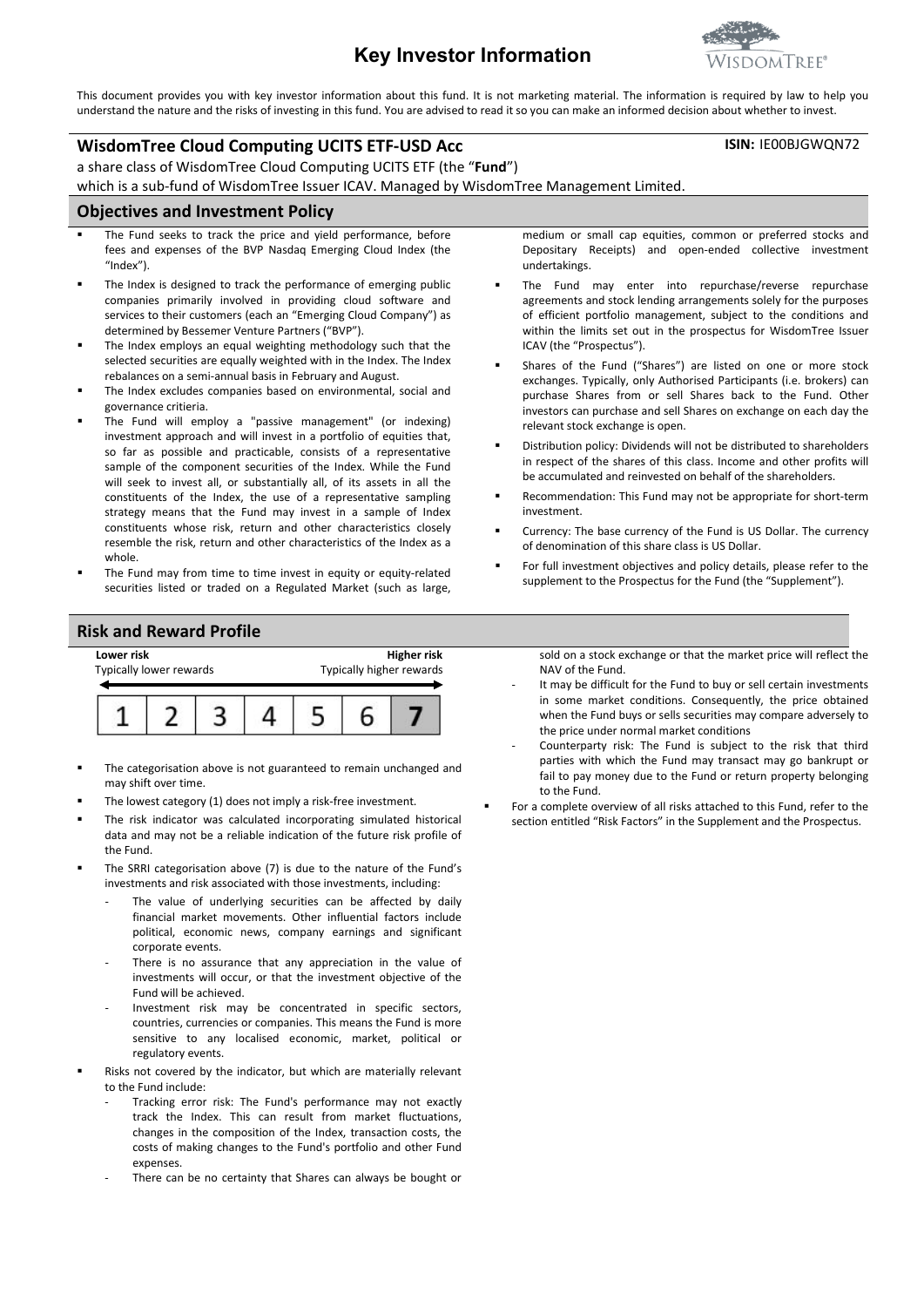# Key Investor Information

This document provides you with key investor information about this fund. It is not marketing material. The information is required by law to help you understand the nature and the risks of investing in this fund. You are advised to read it so you can make an informed decision about whether to invest.

## WisdomTree Cloud Computing UCITS ETF-USD Acc

**ISIN:** IE00BJGWQN72

a share class of WisdomTree Cloud Computing UCITS ETF (the "**Fund**")

which is a sub-fund of WisdomTree Issuer ICAV. Managed by WisdomTree Management Limited.

## Objectives and Investment Policy

- The Fund seeks to track the price and yield performance, before fees and expenses of the BVP Nasdaq Emerging Cloud Index (the "Index").
- The Index is designed to track the performance of emerging public companies primarily involved in providing cloud software and services to their customers (each an "Emerging Cloud Company") as determined by Bessemer Venture Partners ("BVP").
- The Index employs an equal weighting methodology such that the selected securities are equally weighted with in the Index. The Index rebalances on a semi-annual basis in February and August.
- The Index excludes companies based on environmental, social and governance critieria.
- The Fund will employ a "passive management" (or indexing) investment approach and will invest in a portfolio of equities that, so far as possible and practicable, consists of a representative sample of the component securities of the Index. While the Fund will seek to invest all, or substantially all, of its assets in all the constituents of the Index, the use of a representative sampling strategy means that the Fund may invest in a sample of Index constituents whose risk, return and other characteristics closely resemble the risk, return and other characteristics of the Index as a whole.
- The Fund may from time to time invest in equity or equity-related securities listed or traded on a Regulated Market (such as large, medium or small cap equities, common or preferred stocks and Depositary Receipts) and open-ended collective investment undertakings.
- The Fund may enter into repurchase/reverse repurchase agreements and stock lending arrangements solely for the purposes of efficient portfolio management, subject to the conditions and within the limits set out in the prospectus for WisdomTree Issuer ICAV (the "Prospectus").
- Shares of the Fund ("Shares") are listed on one or more stock exchanges. Typically, only Authorised Participants (i.e. brokers) can purchase Shares from or sell Shares back to the Fund. Other investors can purchase and sell Shares on exchange on each day the relevant stock exchange is open.
- Distribution policy: Dividends will not be distributed to shareholders in respect of the shares of this class. Income and other profits will be accumulated and reinvested on behalf of the shareholders.
- Recommendation: This Fund may not be appropriate for short-term investment.
- Currency: The base currency of the Fund is US Dollar. The currency of denomination of this share class is US Dollar.
- For full investment objectives and policy details, please refer to the supplement to the Prospectus for the Fund (the "Supplement").

## Risk and Reward Profile

**Lower risk** — **Higher risk**

Typically lower rewards — Typically higher rewards

| 1 | 2 | 3 | 4 | 5 | 6 | **7** |
|---|---|---|---|---|---|---|

- The categorisation above is not guaranteed to remain unchanged and may shift over time.
- The lowest category (1) does not imply a risk-free investment.
- The risk indicator was calculated incorporating simulated historical data and may not be a reliable indication of the future risk profile of the Fund.
- The SRRI categorisation above (7) is due to the nature of the Fund's investments and risk associated with those investments, including:
  - The value of underlying securities can be affected by daily financial market movements. Other influential factors include political, economic news, company earnings and significant corporate events.
  - There is no assurance that any appreciation in the value of investments will occur, or that the investment objective of the Fund will be achieved.
  - Investment risk may be concentrated in specific sectors, countries, currencies or companies. This means the Fund is more sensitive to any localised economic, market, political or regulatory events.
- Risks not covered by the indicator, but which are materially relevant to the Fund include:
  - Tracking error risk: The Fund's performance may not exactly track the Index. This can result from market fluctuations, changes in the composition of the Index, transaction costs, the costs of making changes to the Fund's portfolio and other Fund expenses.
  - There can be no certainty that Shares can always be bought or sold on a stock exchange or that the market price will reflect the NAV of the Fund.
  - It may be difficult for the Fund to buy or sell certain investments in some market conditions. Consequently, the price obtained when the Fund buys or sells securities may compare adversely to the price under normal market conditions
  - Counterparty risk: The Fund is subject to the risk that third parties with which the Fund may transact may go bankrupt or fail to pay money due to the Fund or return property belonging to the Fund.
- For a complete overview of all risks attached to this Fund, refer to the section entitled "Risk Factors" in the Supplement and the Prospectus.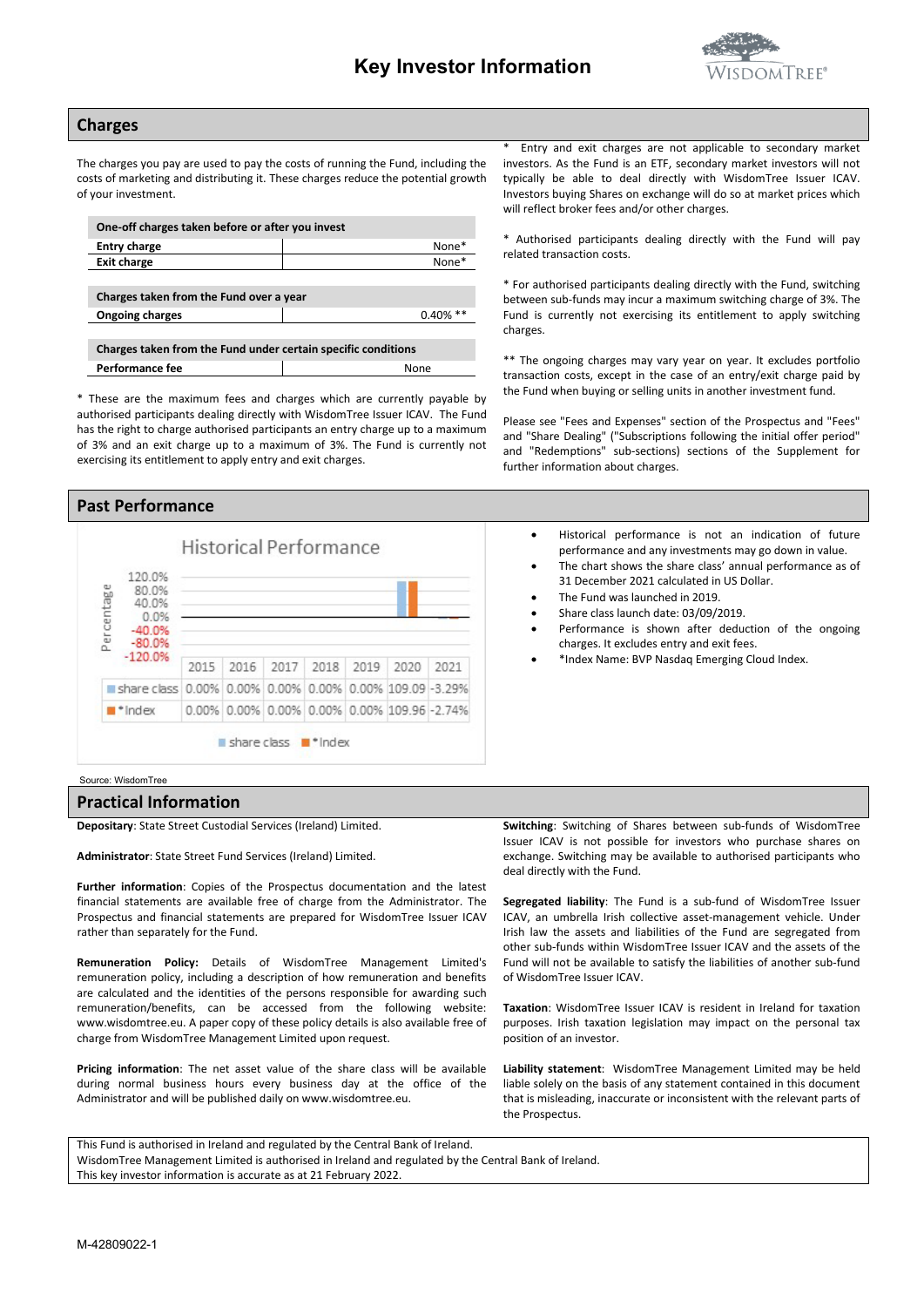# Key Investor Information

## Charges

The charges you pay are used to pay the costs of running the Fund, including the costs of marketing and distributing it. These charges reduce the potential growth of your investment.

| One-off charges taken before or after you invest | |
|---|---|
| **Entry charge** | None* |
| **Exit charge** | None* |
| **Charges taken from the Fund over a year** | |
| **Ongoing charges** | 0.40% ** |
| **Charges taken from the Fund under certain specific conditions** | |
| **Performance fee** | None |

\* These are the maximum fees and charges which are currently payable by authorised participants dealing directly with WisdomTree Issuer ICAV. The Fund has the right to charge authorised participants an entry charge up to a maximum of 3% and an exit charge up to a maximum of 3%. The Fund is currently not exercising its entitlement to apply entry and exit charges.

\* Entry and exit charges are not applicable to secondary market investors. As the Fund is an ETF, secondary market investors will not typically be able to deal directly with WisdomTree Issuer ICAV. Investors buying Shares on exchange will do so at market prices which will reflect broker fees and/or other charges.

\* Authorised participants dealing directly with the Fund will pay related transaction costs.

\* For authorised participants dealing directly with the Fund, switching between sub-funds may incur a maximum switching charge of 3%. The Fund is currently not exercising its entitlement to apply switching charges.

\*\* The ongoing charges may vary year on year. It excludes portfolio transaction costs, except in the case of an entry/exit charge paid by the Fund when buying or selling units in another investment fund.

Please see "Fees and Expenses" section of the Prospectus and "Fees" and "Share Dealing" ("Subscriptions following the initial offer period" and "Redemptions" sub-sections) sections of the Supplement for further information about charges.

## Past Performance

Historical Performance

Percentage

120.0%
80.0%
40.0%
0.0%
-40.0%
-80.0%
-120.0%

| | 2015 | 2016 | 2017 | 2018 | 2019 | 2020 | 2021 |
|---|---|---|---|---|---|---|---|
| share class | 0.00% | 0.00% | 0.00% | 0.00% | 0.00% | 109.09 | -3.29% |
| *Index | 0.00% | 0.00% | 0.00% | 0.00% | 0.00% | 109.96 | -2.74% |

share class   *Index

Source: WisdomTree

- Historical performance is not an indication of future performance and any investments may go down in value.
- The chart shows the share class' annual performance as of 31 December 2021 calculated in US Dollar.
- The Fund was launched in 2019.
- Share class launch date: 03/09/2019.
- Performance is shown after deduction of the ongoing charges. It excludes entry and exit fees.
- *Index Name: BVP Nasdaq Emerging Cloud Index.

## Practical Information

**Depositary**: State Street Custodial Services (Ireland) Limited.

**Administrator**: State Street Fund Services (Ireland) Limited.

**Further information**: Copies of the Prospectus documentation and the latest financial statements are available free of charge from the Administrator. The Prospectus and financial statements are prepared for WisdomTree Issuer ICAV rather than separately for the Fund.

**Remuneration Policy:** Details of WisdomTree Management Limited's remuneration policy, including a description of how remuneration and benefits are calculated and the identities of the persons responsible for awarding such remuneration/benefits, can be accessed from the following website: www.wisdomtree.eu. A paper copy of these policy details is also available free of charge from WisdomTree Management Limited upon request.

**Pricing information**: The net asset value of the share class will be available during normal business hours every business day at the office of the Administrator and will be published daily on www.wisdomtree.eu.

**Switching**: Switching of Shares between sub-funds of WisdomTree Issuer ICAV is not possible for investors who purchase shares on exchange. Switching may be available to authorised participants who deal directly with the Fund.

**Segregated liability**: The Fund is a sub-fund of WisdomTree Issuer ICAV, an umbrella Irish collective asset-management vehicle. Under Irish law the assets and liabilities of the Fund are segregated from other sub-funds within WisdomTree Issuer ICAV and the assets of the Fund will not be available to satisfy the liabilities of another sub-fund of WisdomTree Issuer ICAV.

**Taxation**: WisdomTree Issuer ICAV is resident in Ireland for taxation purposes. Irish taxation legislation may impact on the personal tax position of an investor.

**Liability statement**: WisdomTree Management Limited may be held liable solely on the basis of any statement contained in this document that is misleading, inaccurate or inconsistent with the relevant parts of the Prospectus.

This Fund is authorised in Ireland and regulated by the Central Bank of Ireland.
WisdomTree Management Limited is authorised in Ireland and regulated by the Central Bank of Ireland.
This key investor information is accurate as at 21 February 2022.

M-42809022-1